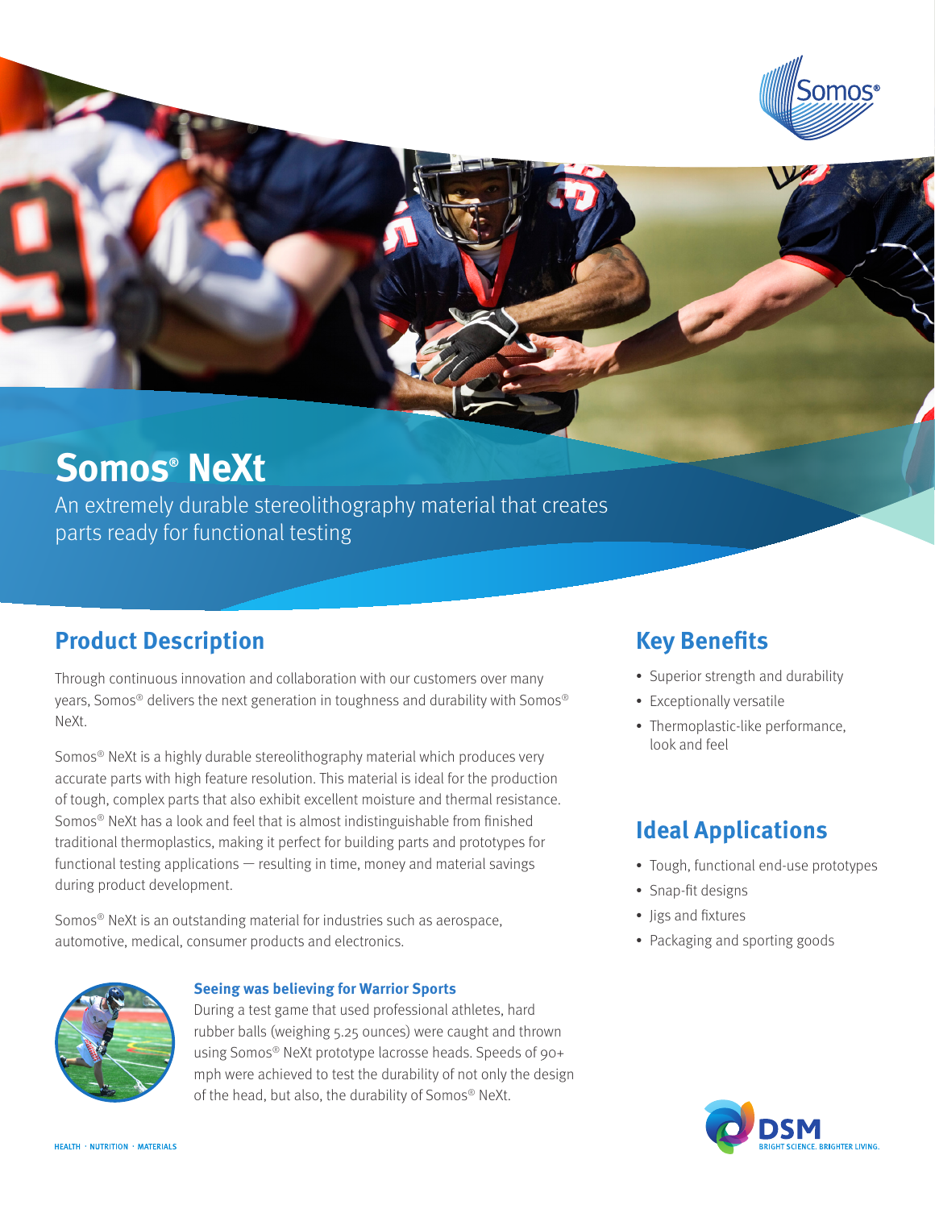# Somos® NeXt

An extremely durable stereolithography material that creates parts ready for functional testing

## Product Description

Through continuous innovation and collaboration with our customers over many years, Somos® delivers the next generation in toughness and durability with Somos® NeXt.

Somos® NeXt is a highly durable stereolithography material which produces very accurate parts with high feature resolution. This material is ideal for the production of tough, complex parts that also exhibit excellent moisture and thermal resistance. Somos® NeXt has a look and feel that is almost indistinguishable from finished traditional thermoplastics, making it perfect for building parts and prototypes for functional testing applications — resulting in time, money and material savings during product development.

Somos® NeXt is an outstanding material for industries such as aerospace, automotive, medical, consumer products and electronics.

### Seeing was believing for Warrior Sports

During a test game that used professional athletes, hard rubber balls (weighing 5.25 ounces) were caught and thrown using Somos® NeXt prototype lacrosse heads. Speeds of 90+ mph were achieved to test the durability of not only the design of the head, but also, the durability of Somos® NeXt.

## Key Benefits

- Superior strength and durability
- Exceptionally versatile
- Thermoplastic-like performance, look and feel

## Ideal Applications

- Tough, functional end-use prototypes
- Snap-fit designs
- Jigs and fixtures
- Packaging and sporting goods

HEALTH · NUTRITION · MATERIALS

DSM BRIGHT SCIENCE. BRIGHTER LIVING.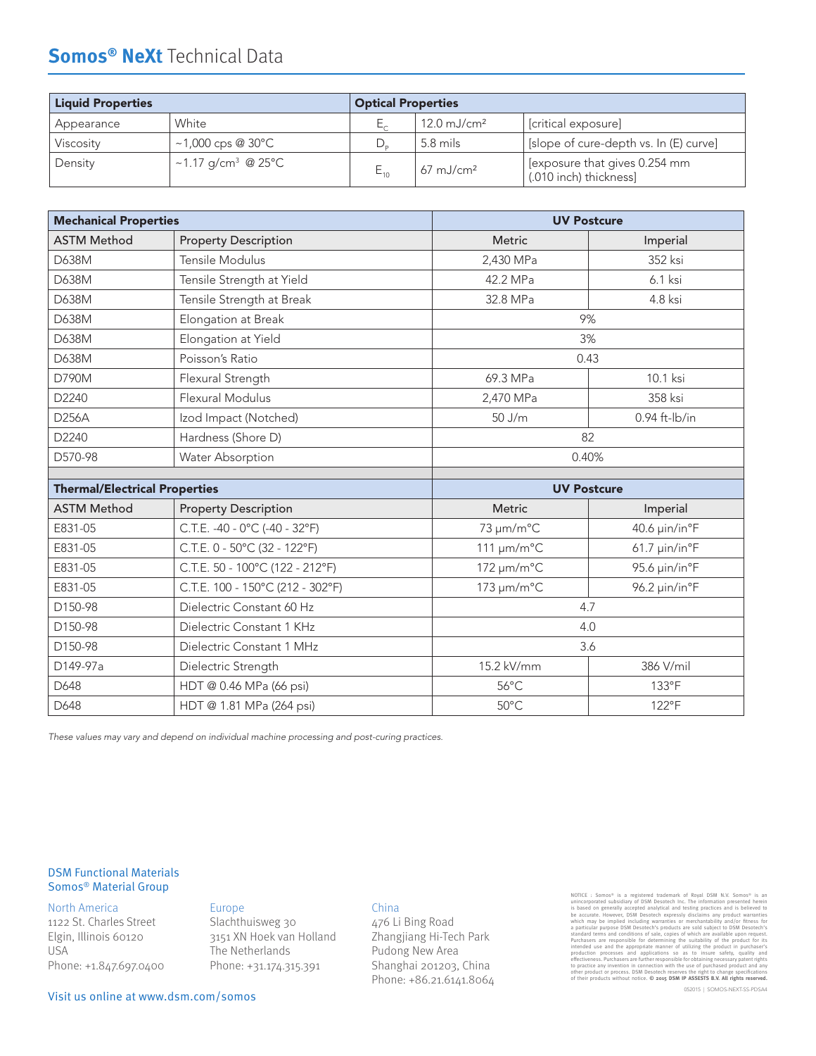# Somos® NeXt Technical Data

| Liquid Properties | | Optical Properties | | |
|---|---|---|---|---|
| Appearance | White | $E_C$ | 12.0 mJ/cm² | [critical exposure] |
| Viscosity | ~1,000 cps @ 30°C | $D_P$ | 5.8 mils | [slope of cure-depth vs. ln (E) curve] |
| Density | ~1.17 g/cm³ @ 25°C | $E_{10}$ | 67 mJ/cm² | [exposure that gives 0.254 mm (.010 inch) thickness] |

| Mechanical Properties | | UV Postcure | |
|---|---|---|---|
| ASTM Method | Property Description | Metric | Imperial |
| D638M | Tensile Modulus | 2,430 MPa | 352 ksi |
| D638M | Tensile Strength at Yield | 42.2 MPa | 6.1 ksi |
| D638M | Tensile Strength at Break | 32.8 MPa | 4.8 ksi |
| D638M | Elongation at Break | 9% | |
| D638M | Elongation at Yield | 3% | |
| D638M | Poisson's Ratio | 0.43 | |
| D790M | Flexural Strength | 69.3 MPa | 10.1 ksi |
| D2240 | Flexural Modulus | 2,470 MPa | 358 ksi |
| D256A | Izod Impact (Notched) | 50 J/m | 0.94 ft-lb/in |
| D2240 | Hardness (Shore D) | 82 | |
| D570-98 | Water Absorption | 0.40% | |
| **Thermal/Electrical Properties** | | **UV Postcure** | |
| ASTM Method | Property Description | Metric | Imperial |
| E831-05 | C.T.E. -40 - 0°C (-40 - 32°F) | 73 μm/m°C | 40.6 μin/in°F |
| E831-05 | C.T.E. 0 - 50°C (32 - 122°F) | 111 μm/m°C | 61.7 μin/in°F |
| E831-05 | C.T.E. 50 - 100°C (122 - 212°F) | 172 μm/m°C | 95.6 μin/in°F |
| E831-05 | C.T.E. 100 - 150°C (212 - 302°F) | 173 μm/m°C | 96.2 μin/in°F |
| D150-98 | Dielectric Constant 60 Hz | 4.7 | |
| D150-98 | Dielectric Constant 1 KHz | 4.0 | |
| D150-98 | Dielectric Constant 1 MHz | 3.6 | |
| D149-97a | Dielectric Strength | 15.2 kV/mm | 386 V/mil |
| D648 | HDT @ 0.46 MPa (66 psi) | 56°C | 133°F |
| D648 | HDT @ 1.81 MPa (264 psi) | 50°C | 122°F |

*These values may vary and depend on individual machine processing and post-curing practices.*

DSM Functional Materials
Somos® Material Group

North America
1122 St. Charles Street
Elgin, Illinois 60120
USA
Phone: +1.847.697.0400

Europe
Slachthuisweg 30
3151 XN Hoek van Holland
The Netherlands
Phone: +31.174.315.391

China
476 Li Bing Road
Zhangjiang Hi-Tech Park
Pudong New Area
Shanghai 201203, China
Phone: +86.21.6141.8064

Visit us online at www.dsm.com/somos

NOTICE : Somos® is a registered trademark of Royal DSM N.V. Somos® is an unincorporated subsidiary of DSM Desotech Inc. The information presented herein is based on generally accepted analytical and testing practices and is believed to be accurate. However, DSM Desotech expressly disclaims any product warranties which may be implied including warranties or merchantability and/or fitness for a particular purpose DSM Desotech's products are sold subject to DSM Desotech's standard terms and conditions of sale, copies of which are available upon request. Purchasers are responsible for determining the suitability of the product for its intended use and the appropriate manner of utilizing the product in purchaser's production processes and applications so as to insure safety, quality and effectiveness. Purchasers are further responsible for obtaining necessary patent rights to practice any invention in connection with the use of purchased product and any other product or process. DSM Desotech reserves the right to change specifications of their products without notice. **© 2015 DSM IP ASSESTS B.V. All rights reserved.**

052015 | SOMOS-NEXT-SS-PDSA4